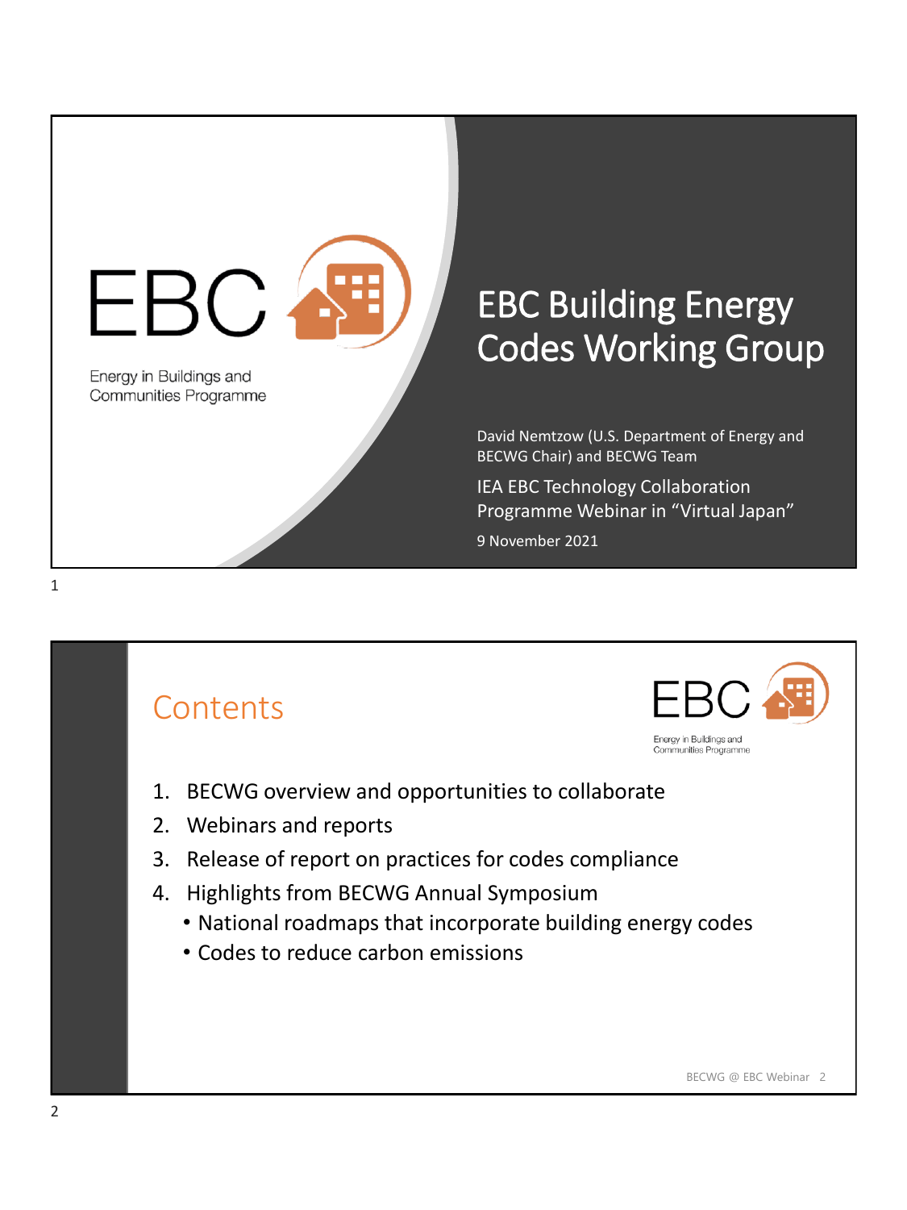EBC

Energy in Buildings and Communities Programme

# EBC Building Energy Codes Working Group

David Nemtzow (U.S. Department of Energy and BECWG Chair) and BECWG Team

IEA EBC Technology Collaboration Programme Webinar in "Virtual Japan"

9 November 2021

## Contents

1. BECWG overview and opportunities to collaborate
2. Webinars and reports
3. Release of report on practices for codes compliance
4. Highlights from BECWG Annual Symposium
   - National roadmaps that incorporate building energy codes
   - Codes to reduce carbon emissions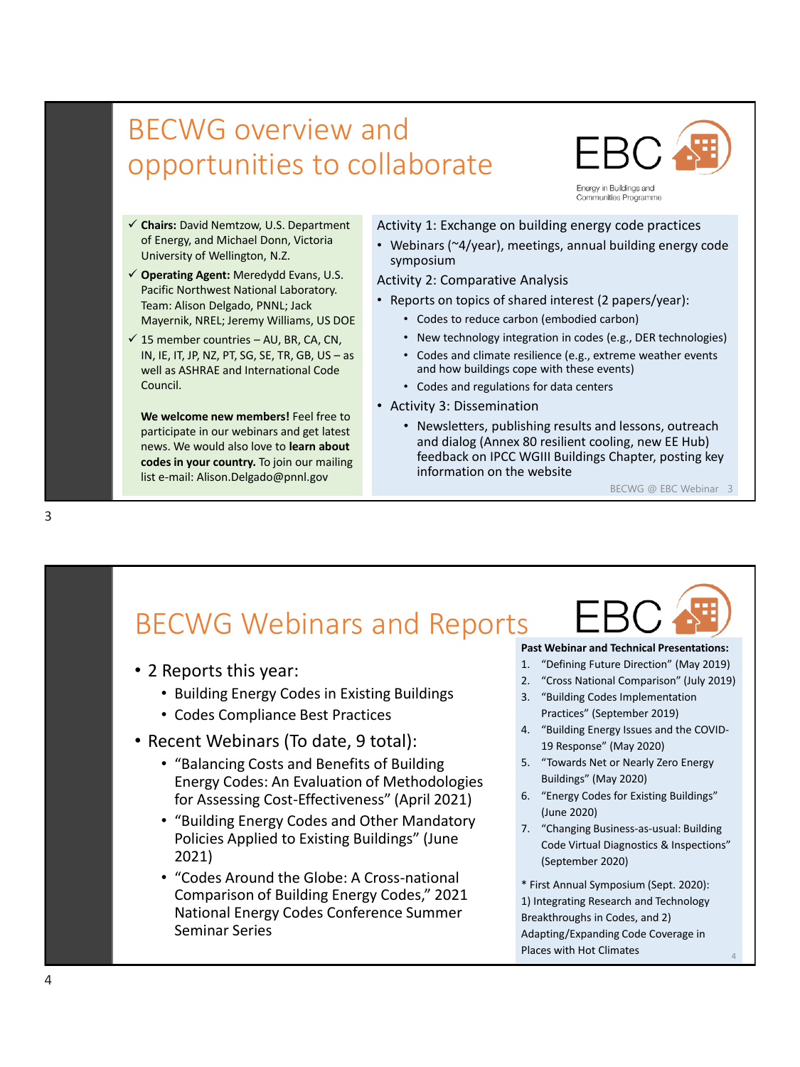# BECWG overview and opportunities to collaborate

EBC
Energy in Buildings and Communities Programme

- ✓ **Chairs:** David Nemtzow, U.S. Department of Energy, and Michael Donn, Victoria University of Wellington, N.Z.
- ✓ **Operating Agent:** Meredydd Evans, U.S. Pacific Northwest National Laboratory. Team: Alison Delgado, PNNL; Jack Mayernik, NREL; Jeremy Williams, US DOE
- ✓ 15 member countries – AU, BR, CA, CN, IN, IE, IT, JP, NZ, PT, SG, SE, TR, GB, US – as well as ASHRAE and International Code Council.

**We welcome new members!** Feel free to participate in our webinars and get latest news. We would also love to **learn about codes in your country.** To join our mailing list e-mail: Alison.Delgado@pnnl.gov

Activity 1: Exchange on building energy code practices

- Webinars (~4/year), meetings, annual building energy code symposium

Activity 2: Comparative Analysis

- Reports on topics of shared interest (2 papers/year):
  - Codes to reduce carbon (embodied carbon)
  - New technology integration in codes (e.g., DER technologies)
  - Codes and climate resilience (e.g., extreme weather events and how buildings cope with these events)
  - Codes and regulations for data centers
- Activity 3: Dissemination
  - Newsletters, publishing results and lessons, outreach and dialog (Annex 80 resilient cooling, new EE Hub) feedback on IPCC WGIII Buildings Chapter, posting key information on the website

BECWG @ EBC Webinar

# BECWG Webinars and Reports

EBC

- 2 Reports this year:
  - Building Energy Codes in Existing Buildings
  - Codes Compliance Best Practices
- Recent Webinars (To date, 9 total):
  - "Balancing Costs and Benefits of Building Energy Codes: An Evaluation of Methodologies for Assessing Cost-Effectiveness" (April 2021)
  - "Building Energy Codes and Other Mandatory Policies Applied to Existing Buildings" (June 2021)
  - "Codes Around the Globe: A Cross-national Comparison of Building Energy Codes," 2021 National Energy Codes Conference Summer Seminar Series

**Past Webinar and Technical Presentations:**

1. "Defining Future Direction" (May 2019)
2. "Cross National Comparison" (July 2019)
3. "Building Codes Implementation Practices" (September 2019)
4. "Building Energy Issues and the COVID-19 Response" (May 2020)
5. "Towards Net or Nearly Zero Energy Buildings" (May 2020)
6. "Energy Codes for Existing Buildings" (June 2020)
7. "Changing Business-as-usual: Building Code Virtual Diagnostics & Inspections" (September 2020)

* First Annual Symposium (Sept. 2020): 1) Integrating Research and Technology Breakthroughs in Codes, and 2) Adapting/Expanding Code Coverage in Places with Hot Climates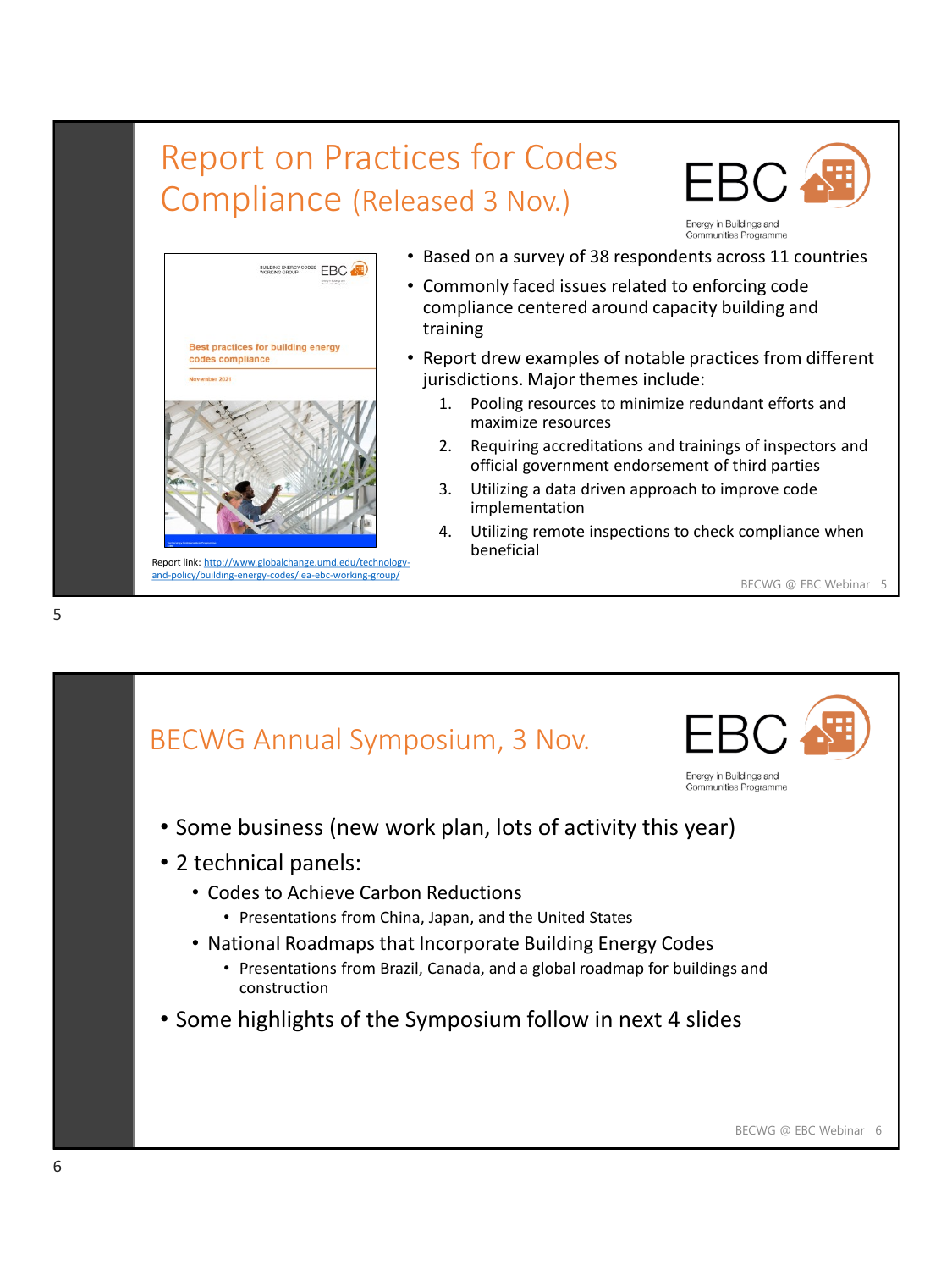# Report on Practices for Codes Compliance (Released 3 Nov.)

- Based on a survey of 38 respondents across 11 countries
- Commonly faced issues related to enforcing code compliance centered around capacity building and training
- Report drew examples of notable practices from different jurisdictions. Major themes include:
  1. Pooling resources to minimize redundant efforts and maximize resources
  2. Requiring accreditations and trainings of inspectors and official government endorsement of third parties
  3. Utilizing a data driven approach to improve code implementation
  4. Utilizing remote inspections to check compliance when beneficial

Report link: http://www.globalchange.umd.edu/technology-and-policy/building-energy-codes/iea-ebc-working-group/

# BECWG Annual Symposium, 3 Nov.

- Some business (new work plan, lots of activity this year)
- 2 technical panels:
  - Codes to Achieve Carbon Reductions
    - Presentations from China, Japan, and the United States
  - National Roadmaps that Incorporate Building Energy Codes
    - Presentations from Brazil, Canada, and a global roadmap for buildings and construction
- Some highlights of the Symposium follow in next 4 slides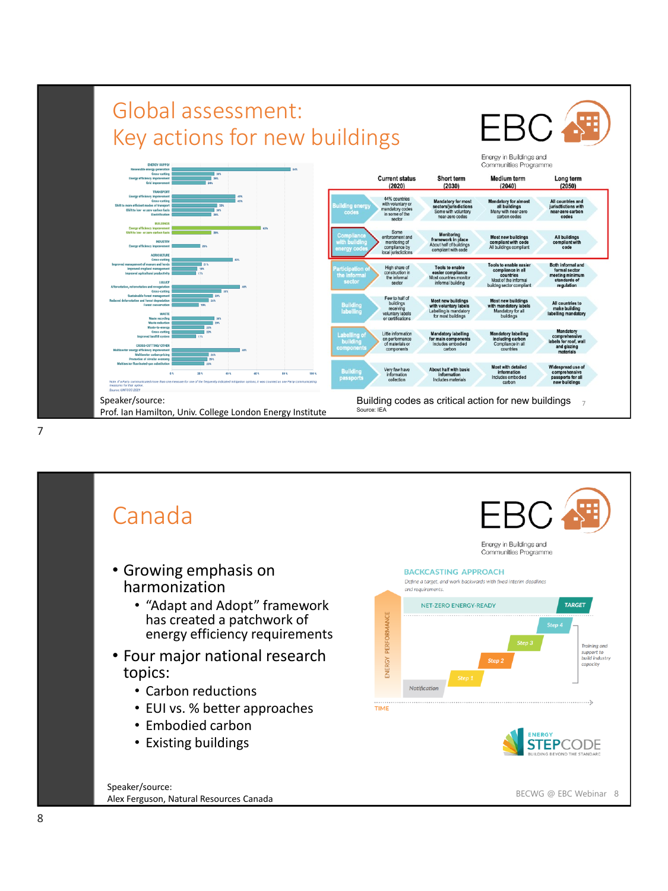# Global assessment: Key actions for new buildings

EBC

Energy in Buildings and Communities Programme

| | Current status (2020) | Short term (2030) | Medium term (2040) | Long term (2050) |
|---|---|---|---|---|
| Building energy codes | 44% countries with voluntary or mandatory codes in some of the sector | Mandatory for most sectors/jurisdictions. Some with voluntary near-zero codes | Mandatory for almost all buildings. Many with near-zero carbon codes | All countries and jurisdictions with near-zero carbon codes |
| Compliance with building energy codes | Some enforcement and monitoring of compliance by local jurisdictions | Monitoring framework in place. About half of buildings compliant with code | Most new buildings compliant with code. All buildings compliant | All buildings compliant with code |
| Participation of the informal sector | High share of construction in the informal sector | Tools to enable easier compliance. Most countries monitor informal building | Tools to enable easier compliance in all countries. Most of the informal building sector compliant | Both informal and formal sector meeting minimum standards of regulation |
| Building labelling | Few to half of buildings receiving voluntary labels or certifications | Most new buildings with voluntary labels. Labelling is mandatory for most buildings | Most new buildings with mandatory labels. Mandatory for all buildings | All countries to make building labelling mandatory |
| Labelling of building components | Little information on performance of materials or components | Mandatory labelling for main components. Includes embodied carbon | Mandatory labelling including carbon. Compliance in all countries | Mandatory comprehensive labels for roof, wall and glazing materials |
| Building passports | Very few have information collection | About half with basic information. Includes materials | Most with detailed information. Includes embodied carbon | Widespread use of comprehensive passports for all new buildings |

Building codes as critical action for new buildings

Source: IEA

Speaker/source:
Prof. Ian Hamilton, Univ. College London Energy Institute

# Canada

EBC

Energy in Buildings and Communities Programme

- Growing emphasis on harmonization
  - "Adapt and Adopt" framework has created a patchwork of energy efficiency requirements
- Four major national research topics:
  - Carbon reductions
  - EUI vs. % better approaches
  - Embodied carbon
  - Existing buildings

BACKCASTING APPROACH

*Define a target, and work backwards with fixed interim deadlines and requirements.*

Speaker/source:
Alex Ferguson, Natural Resources Canada

BECWG @ EBC Webinar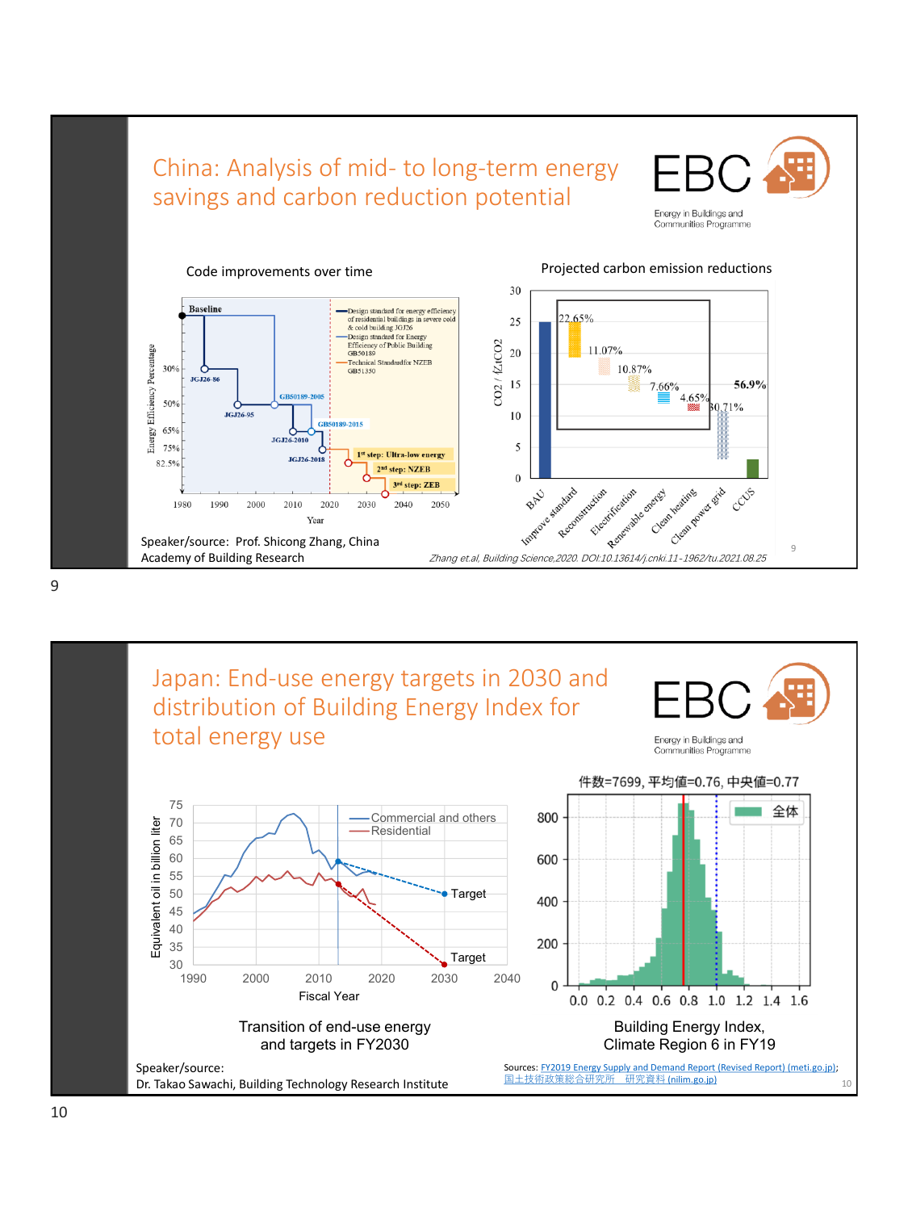## China: Analysis of mid- to long-term energy savings and carbon reduction potential

EBC — Energy in Buildings and Communities Programme

**Code improvements over time**

Baseline; JGJ26-86; JGJ26-95; GB50189-2005; JGJ26-2010; GB50189-2015; JGJ26-2018; 1st step: Ultra-low energy; 2nd step: NZEB; 3rd step: ZEB

- Design standard for energy efficiency of residential buildings in severe cold & cold building JGJ26
- Design standard for Energy Efficiency of Public Building GB50189
- Technical Standard for NZEB GB51350

Energy Efficiency Percentage: 30%, 50%, 65%, 75%, 82.5%

Year: 1980, 1990, 2000, 2010, 2020, 2030, 2040, 2050

**Projected carbon emission reductions**

$CO_2$ / 亿tCO2

| Category | Reduction |
|---|---|
| BAU | |
| Improve standard | 22.65% |
| Reconstruction | 11.07% |
| Electrification | 10.87% |
| Renewable energy | 7.66% |
| Clean heating | 4.65% |
| Clean power grid | 30.71% |
| CCUS | |

Total: 56.9%

Speaker/source: Prof. Shicong Zhang, China Academy of Building Research

*Zhang et.al, Building Science,2020. DOI:10.13614/j.cnki.11-1962/tu.2021.08.25*

## Japan: End-use energy targets in 2030 and distribution of Building Energy Index for total energy use

EBC — Energy in Buildings and Communities Programme

Equivalent oil in billion liter; Commercial and others; Residential; Target; Target; Fiscal Year

Transition of end-use energy and targets in FY2030

件数=7699, 平均値=0.76, 中央値=0.77

全体

Building Energy Index, Climate Region 6 in FY19

Speaker/source: Dr. Takao Sawachi, Building Technology Research Institute

Sources: FY2019 Energy Supply and Demand Report (Revised Report) (meti.go.jp); 国土技術政策総合研究所　研究資料 (nilim.go.jp)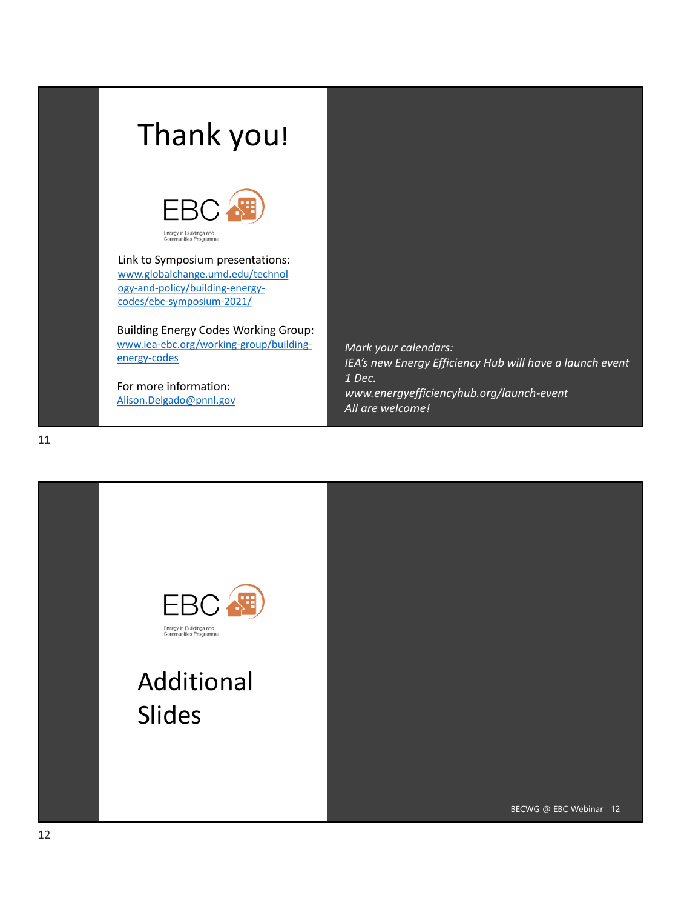# Thank you!

EBC

Energy in Buildings and Communities Programme

Link to Symposium presentations:
www.globalchange.umd.edu/technology-and-policy/building-energy-codes/ebc-symposium-2021/

Building Energy Codes Working Group:
www.iea-ebc.org/working-group/building-energy-codes

For more information:
Alison.Delgado@pnnl.gov

*Mark your calendars:*
*IEA's new Energy Efficiency Hub will have a launch event 1 Dec.*
*www.energyefficiencyhub.org/launch-event*
*All are welcome!*

---

EBC

Energy in Buildings and Communities Programme

# Additional Slides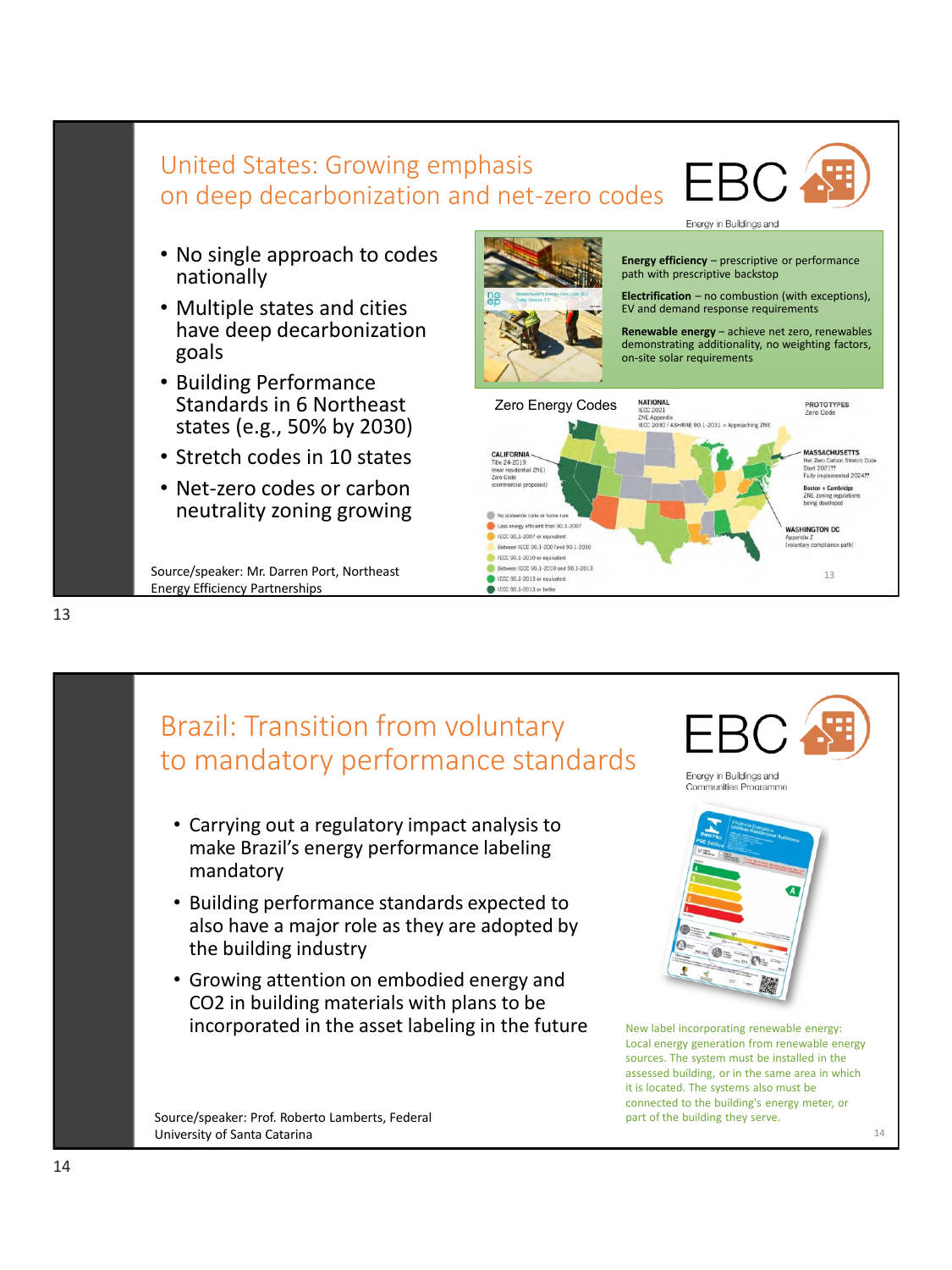## United States: Growing emphasis on deep decarbonization and net-zero codes

EBC
Energy in Buildings and

- No single approach to codes nationally
- Multiple states and cities have deep decarbonization goals
- Building Performance Standards in 6 Northeast states (e.g., 50% by 2030)
- Stretch codes in 10 states
- Net-zero codes or carbon neutrality zoning growing

**Energy efficiency** – prescriptive or performance path with prescriptive backstop

**Electrification** – no combustion (with exceptions), EV and demand response requirements

**Renewable energy** – achieve net zero, renewables demonstrating additionality, no weighting factors, on-site solar requirements

Zero Energy Codes

NATIONAL
IECC 2021
ZNE Appendix
IECC 2030 / ASHRAE 90.1-2031 = Approaching ZNE

PROTOTYPES
Zero Code

CALIFORNIA
Title 24-2019
(near residential ZNE)
Zero Code
(commercial proposed)

MASSACHUSETTS
Net Zero Carbon Stretch Code
Start 2021??
Fully implemented 2024??

Boston + Cambridge
ZNE zoning regulations
being developed

WASHINGTON DC
Appendix Z
(voluntary compliance path)

No statewide code or home rule
Less energy efficient than 90.1-2007
IECC 90.1-2007 or equivalent
Between IECC 90.1-2007and 90.1-2010
IECC 90.1-2010 or equivalent
Between IECC 90.1-2010 and 90.1-2013
IECC 90.1-2013 or equivalent
IECC 90.1-2013 or better

Source/speaker: Mr. Darren Port, Northeast Energy Efficiency Partnerships

## Brazil: Transition from voluntary to mandatory performance standards

EBC
Energy in Buildings and Communities Programme

- Carrying out a regulatory impact analysis to make Brazil's energy performance labeling mandatory
- Building performance standards expected to also have a major role as they are adopted by the building industry
- Growing attention on embodied energy and $CO_2$ in building materials with plans to be incorporated in the asset labeling in the future

New label incorporating renewable energy: Local energy generation from renewable energy sources. The system must be installed in the assessed building, or in the same area in which it is located. The systems also must be connected to the building's energy meter, or part of the building they serve.

Source/speaker: Prof. Roberto Lamberts, Federal University of Santa Catarina